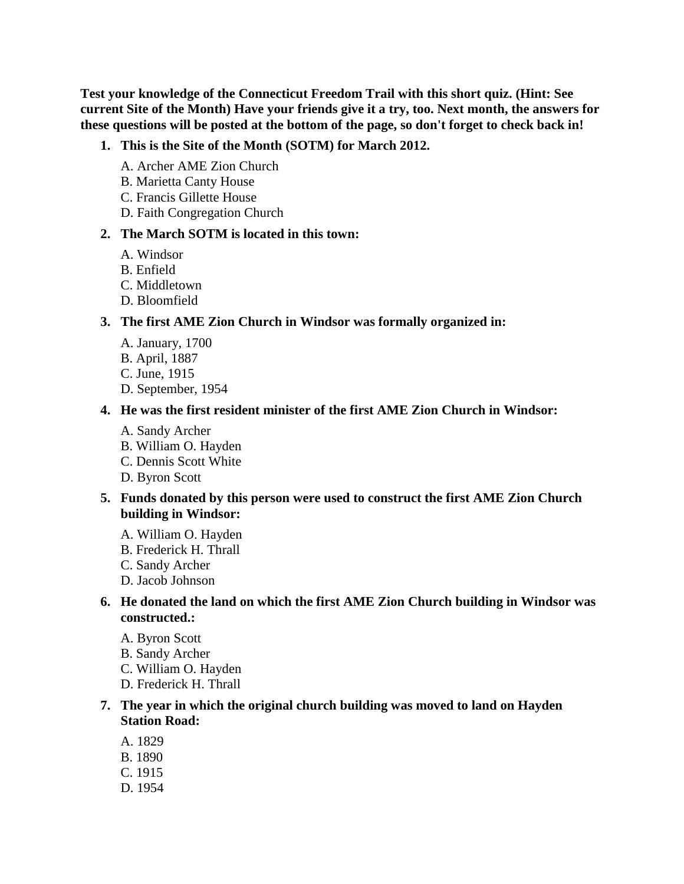**Test your knowledge of the Connecticut Freedom Trail with this short quiz. (Hint: See current Site of the Month) Have your friends give it a try, too. Next month, the answers for these questions will be posted at the bottom of the page, so don't forget to check back in!**

1. **This is the Site of the Month (SOTM) for March 2012.**

   A. Archer AME Zion Church
   B. Marietta Canty House
   C. Francis Gillette House
   D. Faith Congregation Church

2. **The March SOTM is located in this town:**

   A. Windsor
   B. Enfield
   C. Middletown
   D. Bloomfield

3. **The first AME Zion Church in Windsor was formally organized in:**

   A. January, 1700
   B. April, 1887
   C. June, 1915
   D. September, 1954

4. **He was the first resident minister of the first AME Zion Church in Windsor:**

   A. Sandy Archer
   B. William O. Hayden
   C. Dennis Scott White
   D. Byron Scott

5. **Funds donated by this person were used to construct the first AME Zion Church building in Windsor:**

   A. William O. Hayden
   B. Frederick H. Thrall
   C. Sandy Archer
   D. Jacob Johnson

6. **He donated the land on which the first AME Zion Church building in Windsor was constructed.:**

   A. Byron Scott
   B. Sandy Archer
   C. William O. Hayden
   D. Frederick H. Thrall

7. **The year in which the original church building was moved to land on Hayden Station Road:**

   A. 1829
   B. 1890
   C. 1915
   D. 1954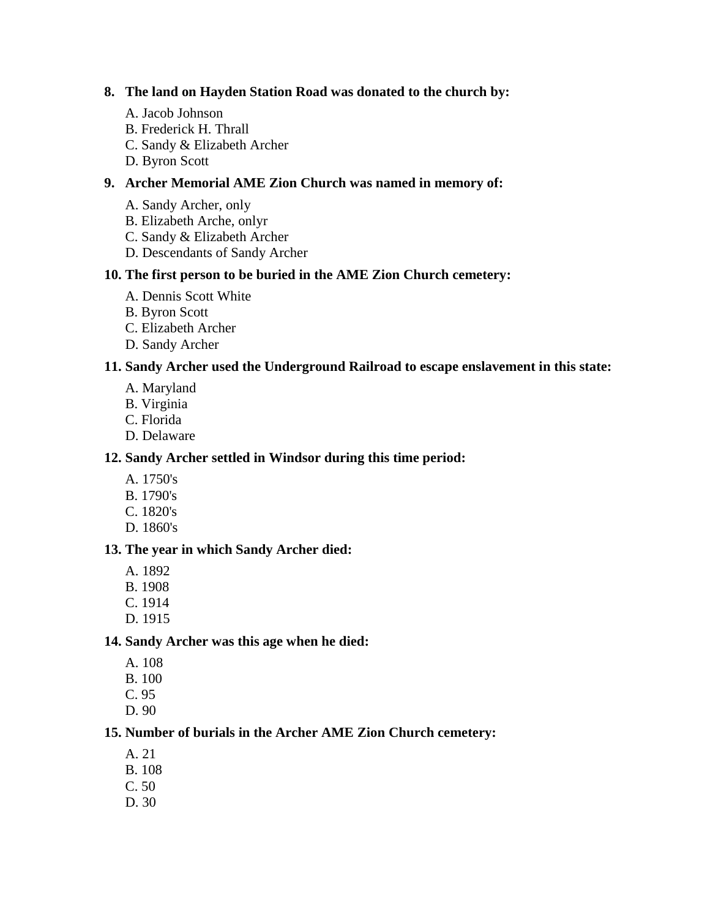**8. The land on Hayden Station Road was donated to the church by:**

A. Jacob Johnson
B. Frederick H. Thrall
C. Sandy & Elizabeth Archer
D. Byron Scott

**9. Archer Memorial AME Zion Church was named in memory of:**

A. Sandy Archer, only
B. Elizabeth Arche, onlyr
C. Sandy & Elizabeth Archer
D. Descendants of Sandy Archer

**10. The first person to be buried in the AME Zion Church cemetery:**

A. Dennis Scott White
B. Byron Scott
C. Elizabeth Archer
D. Sandy Archer

**11. Sandy Archer used the Underground Railroad to escape enslavement in this state:**

A. Maryland
B. Virginia
C. Florida
D. Delaware

**12. Sandy Archer settled in Windsor during this time period:**

A. 1750's
B. 1790's
C. 1820's
D. 1860's

**13. The year in which Sandy Archer died:**

A. 1892
B. 1908
C. 1914
D. 1915

**14. Sandy Archer was this age when he died:**

A. 108
B. 100
C. 95
D. 90

**15. Number of burials in the Archer AME Zion Church cemetery:**

A. 21
B. 108
C. 50
D. 30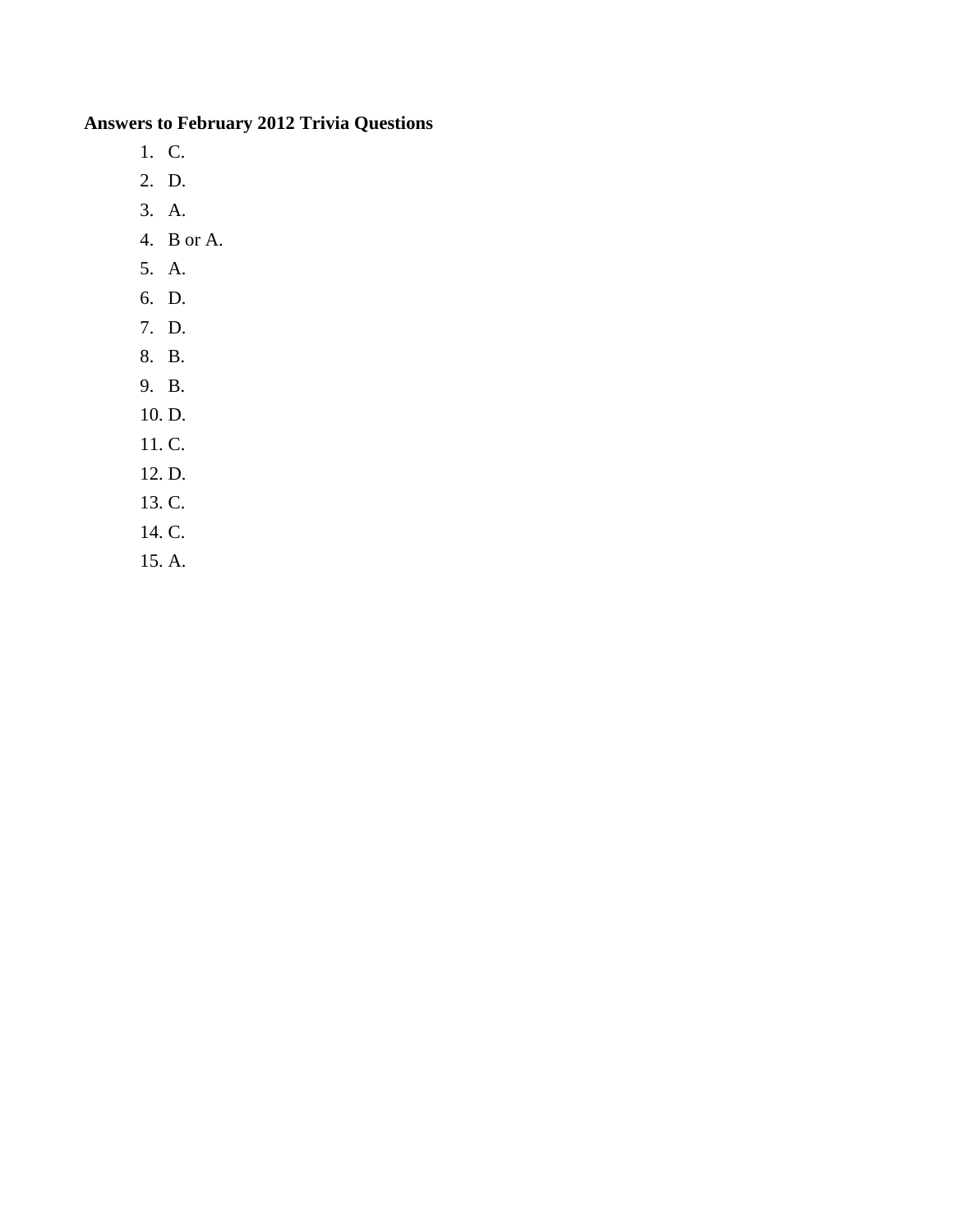**Answers to February 2012 Trivia Questions**

1. C.
2. D.
3. A.
4. B or A.
5. A.
6. D.
7. D.
8. B.
9. B.
10. D.
11. C.
12. D.
13. C.
14. C.
15. A.